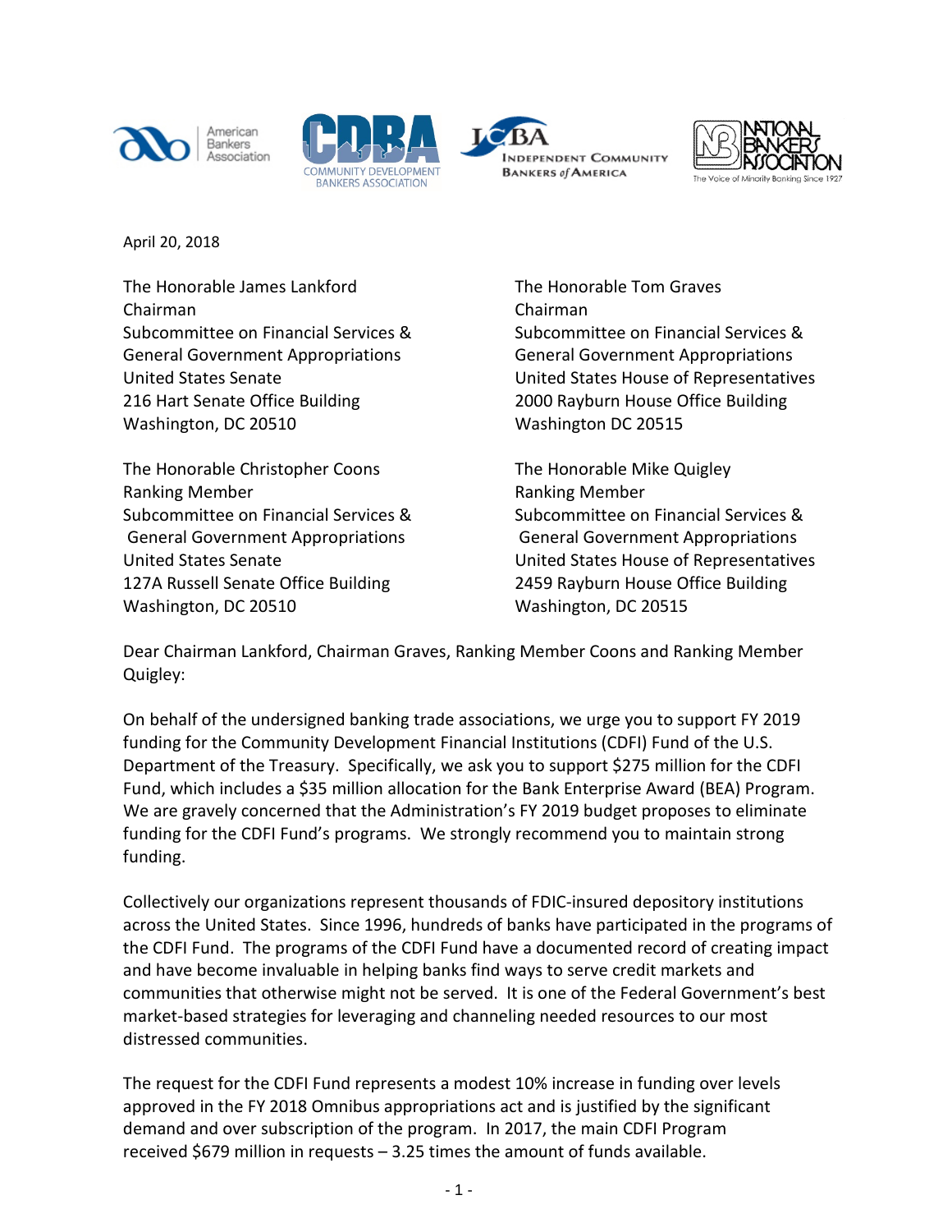American Bankers Association | CDBA Community Development Bankers Association | ICBA Independent Community Bankers of America | National Bankers Association The Voice of Minority Banking Since 1927

April 20, 2018

The Honorable James Lankford
Chairman
Subcommittee on Financial Services & General Government Appropriations
United States Senate
216 Hart Senate Office Building
Washington, DC 20510

The Honorable Tom Graves
Chairman
Subcommittee on Financial Services & General Government Appropriations
United States House of Representatives
2000 Rayburn House Office Building
Washington DC 20515

The Honorable Christopher Coons
Ranking Member
Subcommittee on Financial Services & General Government Appropriations
United States Senate
127A Russell Senate Office Building
Washington, DC 20510

The Honorable Mike Quigley
Ranking Member
Subcommittee on Financial Services & General Government Appropriations
United States House of Representatives
2459 Rayburn House Office Building
Washington, DC 20515

Dear Chairman Lankford, Chairman Graves, Ranking Member Coons and Ranking Member Quigley:

On behalf of the undersigned banking trade associations, we urge you to support FY 2019 funding for the Community Development Financial Institutions (CDFI) Fund of the U.S. Department of the Treasury. Specifically, we ask you to support $275 million for the CDFI Fund, which includes a $35 million allocation for the Bank Enterprise Award (BEA) Program. We are gravely concerned that the Administration's FY 2019 budget proposes to eliminate funding for the CDFI Fund's programs. We strongly recommend you to maintain strong funding.

Collectively our organizations represent thousands of FDIC-insured depository institutions across the United States. Since 1996, hundreds of banks have participated in the programs of the CDFI Fund. The programs of the CDFI Fund have a documented record of creating impact and have become invaluable in helping banks find ways to serve credit markets and communities that otherwise might not be served. It is one of the Federal Government's best market-based strategies for leveraging and channeling needed resources to our most distressed communities.

The request for the CDFI Fund represents a modest 10% increase in funding over levels approved in the FY 2018 Omnibus appropriations act and is justified by the significant demand and over subscription of the program. In 2017, the main CDFI Program received $679 million in requests – 3.25 times the amount of funds available.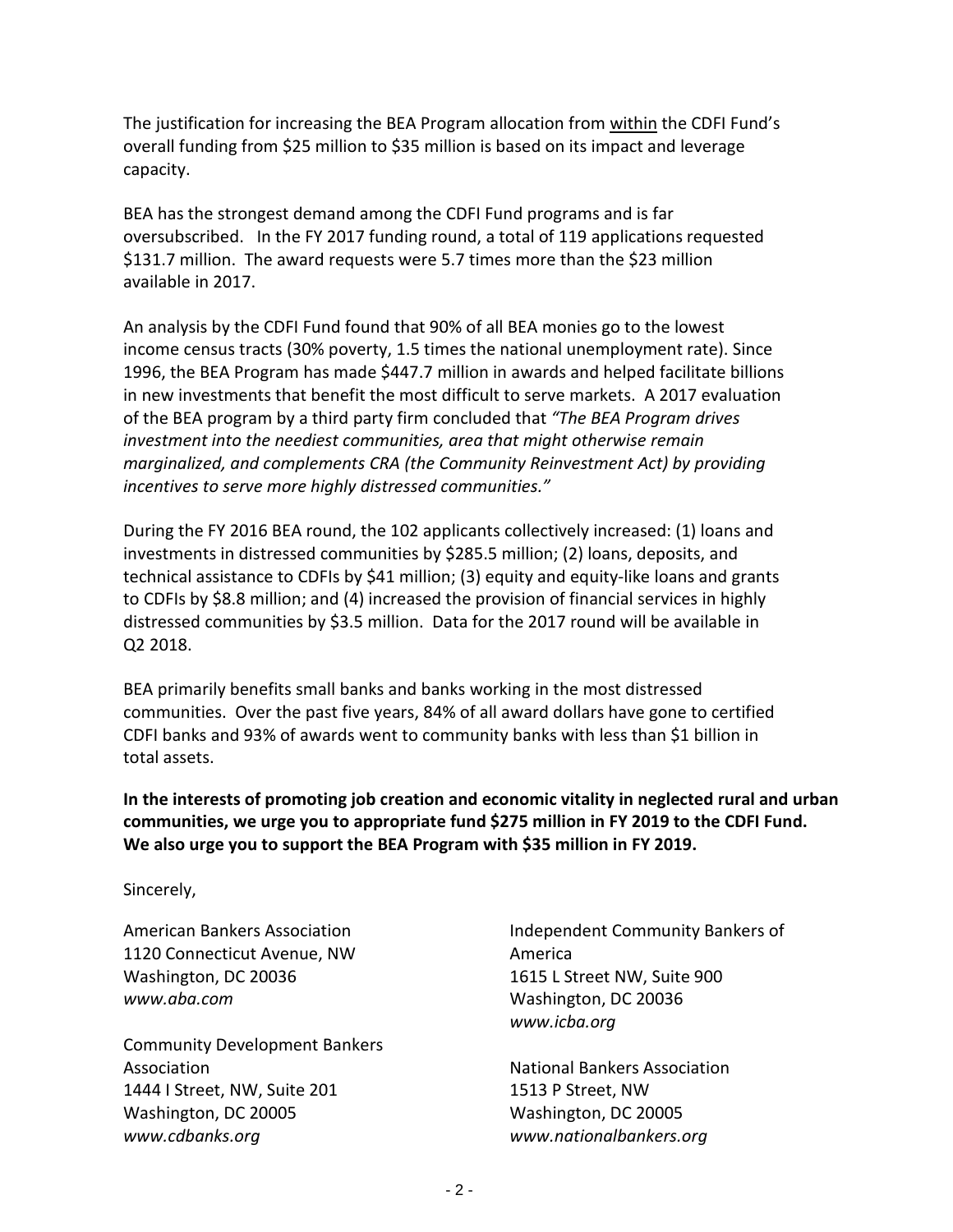The justification for increasing the BEA Program allocation from within the CDFI Fund's overall funding from $25 million to $35 million is based on its impact and leverage capacity.

BEA has the strongest demand among the CDFI Fund programs and is far oversubscribed. In the FY 2017 funding round, a total of 119 applications requested $131.7 million. The award requests were 5.7 times more than the $23 million available in 2017.

An analysis by the CDFI Fund found that 90% of all BEA monies go to the lowest income census tracts (30% poverty, 1.5 times the national unemployment rate). Since 1996, the BEA Program has made $447.7 million in awards and helped facilitate billions in new investments that benefit the most difficult to serve markets. A 2017 evaluation of the BEA program by a third party firm concluded that *"The BEA Program drives investment into the neediest communities, area that might otherwise remain marginalized, and complements CRA (the Community Reinvestment Act) by providing incentives to serve more highly distressed communities."*

During the FY 2016 BEA round, the 102 applicants collectively increased: (1) loans and investments in distressed communities by $285.5 million; (2) loans, deposits, and technical assistance to CDFIs by $41 million; (3) equity and equity-like loans and grants to CDFIs by $8.8 million; and (4) increased the provision of financial services in highly distressed communities by $3.5 million. Data for the 2017 round will be available in Q2 2018.

BEA primarily benefits small banks and banks working in the most distressed communities. Over the past five years, 84% of all award dollars have gone to certified CDFI banks and 93% of awards went to community banks with less than $1 billion in total assets.

**In the interests of promoting job creation and economic vitality in neglected rural and urban communities, we urge you to appropriate fund $275 million in FY 2019 to the CDFI Fund. We also urge you to support the BEA Program with $35 million in FY 2019.**

Sincerely,

American Bankers Association
1120 Connecticut Avenue, NW
Washington, DC 20036
*www.aba.com*

Community Development Bankers Association
1444 I Street, NW, Suite 201
Washington, DC 20005
*www.cdbanks.org*

Independent Community Bankers of America
1615 L Street NW, Suite 900
Washington, DC 20036
*www.icba.org*

National Bankers Association
1513 P Street, NW
Washington, DC 20005
*www.nationalbankers.org*